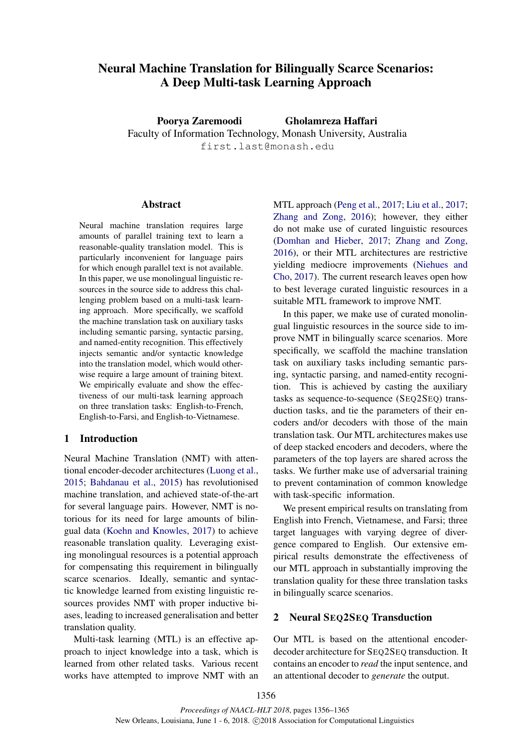# Neural Machine Translation for Bilingually Scarce Scenarios: A Deep Multi-task Learning Approach

**Poorya Zaremoodi** **Gholamreza Haffari**
Faculty of Information Technology, Monash University, Australia
first.last@monash.edu

## Abstract

Neural machine translation requires large amounts of parallel training text to learn a reasonable-quality translation model. This is particularly inconvenient for language pairs for which enough parallel text is not available. In this paper, we use monolingual linguistic resources in the source side to address this challenging problem based on a multi-task learning approach. More specifically, we scaffold the machine translation task on auxiliary tasks including semantic parsing, syntactic parsing, and named-entity recognition. This effectively injects semantic and/or syntactic knowledge into the translation model, which would otherwise require a large amount of training bitext. We empirically evaluate and show the effectiveness of our multi-task learning approach on three translation tasks: English-to-French, English-to-Farsi, and English-to-Vietnamese.

## 1 Introduction

Neural Machine Translation (NMT) with attentional encoder-decoder architectures (Luong et al., 2015; Bahdanau et al., 2015) has revolutionised machine translation, and achieved state-of-the-art for several language pairs. However, NMT is notorious for its need for large amounts of bilingual data (Koehn and Knowles, 2017) to achieve reasonable translation quality. Leveraging existing monolingual resources is a potential approach for compensating this requirement in bilingually scarce scenarios. Ideally, semantic and syntactic knowledge learned from existing linguistic resources provides NMT with proper inductive biases, leading to increased generalisation and better translation quality.

Multi-task learning (MTL) is an effective approach to inject knowledge into a task, which is learned from other related tasks. Various recent works have attempted to improve NMT with an MTL approach (Peng et al., 2017; Liu et al., 2017; Zhang and Zong, 2016); however, they either do not make use of curated linguistic resources (Domhan and Hieber, 2017; Zhang and Zong, 2016), or their MTL architectures are restrictive yielding mediocre improvements (Niehues and Cho, 2017). The current research leaves open how to best leverage curated linguistic resources in a suitable MTL framework to improve NMT.

In this paper, we make use of curated monolingual linguistic resources in the source side to improve NMT in bilingually scarce scenarios. More specifically, we scaffold the machine translation task on auxiliary tasks including semantic parsing, syntactic parsing, and named-entity recognition. This is achieved by casting the auxiliary tasks as sequence-to-sequence (SEQ2SEQ) transduction tasks, and tie the parameters of their encoders and/or decoders with those of the main translation task. Our MTL architectures makes use of deep stacked encoders and decoders, where the parameters of the top layers are shared across the tasks. We further make use of adversarial training to prevent contamination of common knowledge with task-specific information.

We present empirical results on translating from English into French, Vietnamese, and Farsi; three target languages with varying degree of divergence compared to English. Our extensive empirical results demonstrate the effectiveness of our MTL approach in substantially improving the translation quality for these three translation tasks in bilingually scarce scenarios.

## 2 Neural SEQ2SEQ Transduction

Our MTL is based on the attentional encoder-decoder architecture for SEQ2SEQ transduction. It contains an encoder to *read* the input sentence, and an attentional decoder to *generate* the output.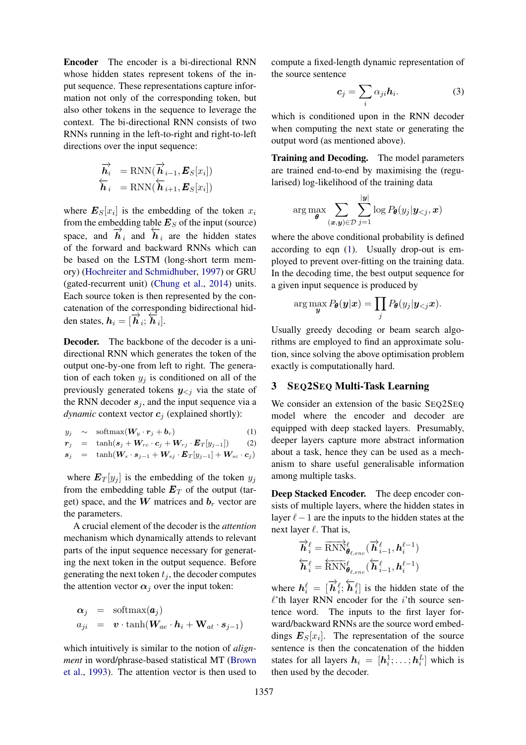**Encoder** The encoder is a bi-directional RNN whose hidden states represent tokens of the input sequence. These representations capture information not only of the corresponding token, but also other tokens in the sequence to leverage the context. The bi-directional RNN consists of two RNNs running in the left-to-right and right-to-left directions over the input sequence:

$$\overrightarrow{\boldsymbol{h}_i} = \text{RNN}(\overrightarrow{\boldsymbol{h}}_{i-1}, \boldsymbol{E}_S[x_i])$$
$$\overleftarrow{\boldsymbol{h}}_i = \text{RNN}(\overleftarrow{\boldsymbol{h}}_{i+1}, \boldsymbol{E}_S[x_i])$$

where $\boldsymbol{E}_S[x_i]$ is the embedding of the token $x_i$ from the embedding table $\boldsymbol{E}_S$ of the input (source) space, and $\overrightarrow{\boldsymbol{h}}_i$ and $\overleftarrow{\boldsymbol{h}}_i$ are the hidden states of the forward and backward RNNs which can be based on the LSTM (long-short term memory) (Hochreiter and Schmidhuber, 1997) or GRU (gated-recurrent unit) (Chung et al., 2014) units. Each source token is then represented by the concatenation of the corresponding bidirectional hidden states, $\boldsymbol{h}_i = [\overrightarrow{\boldsymbol{h}}_i; \overleftarrow{\boldsymbol{h}}_i]$.

**Decoder.** The backbone of the decoder is a unidirectional RNN which generates the token of the output one-by-one from left to right. The generation of each token $y_j$ is conditioned on all of the previously generated tokens $\boldsymbol{y}_{<j}$ via the state of the RNN decoder $\boldsymbol{s}_j$, and the input sequence via a *dynamic* context vector $\boldsymbol{c}_j$ (explained shortly):

$$y_j \sim \text{softmax}(\boldsymbol{W}_y \cdot \boldsymbol{r}_j + \boldsymbol{b}_r) \quad (1)$$
$$\boldsymbol{r}_j = \tanh(\boldsymbol{s}_j + \boldsymbol{W}_{rc} \cdot \boldsymbol{c}_j + \boldsymbol{W}_{rj} \cdot \boldsymbol{E}_T[y_{j-1}]) \quad (2)$$
$$\boldsymbol{s}_j = \tanh(\boldsymbol{W}_s \cdot \boldsymbol{s}_{j-1} + \boldsymbol{W}_{sj} \cdot \boldsymbol{E}_T[y_{j-1}] + \boldsymbol{W}_{sc} \cdot \boldsymbol{c}_j)$$

where $\boldsymbol{E}_T[y_j]$ is the embedding of the token $y_j$ from the embedding table $\boldsymbol{E}_T$ of the output (target) space, and the $\boldsymbol{W}$ matrices and $\boldsymbol{b}_r$ vector are the parameters.

A crucial element of the decoder is the *attention* mechanism which dynamically attends to relevant parts of the input sequence necessary for generating the next token in the output sequence. Before generating the next token $t_j$, the decoder computes the attention vector $\boldsymbol{\alpha}_j$ over the input token:

$$\boldsymbol{\alpha}_j = \text{softmax}(\boldsymbol{a}_j)$$
$$a_{ji} = \boldsymbol{v} \cdot \tanh(\boldsymbol{W}_{ae} \cdot \boldsymbol{h}_i + \mathbf{W}_{at} \cdot \boldsymbol{s}_{j-1})$$

which intuitively is similar to the notion of *alignment* in word/phrase-based statistical MT (Brown et al., 1993). The attention vector is then used to compute a fixed-length dynamic representation of the source sentence

$$\boldsymbol{c}_j = \sum_i \alpha_{ji} \boldsymbol{h}_i. \quad (3)$$

which is conditioned upon in the RNN decoder when computing the next state or generating the output word (as mentioned above).

**Training and Decoding.** The model parameters are trained end-to-end by maximising the (regularised) log-likelihood of the training data

$$\arg\max_{\boldsymbol{\theta}} \sum_{(\boldsymbol{x},\boldsymbol{y}) \in \mathcal{D}} \sum_{j=1}^{|\boldsymbol{y}|} \log P_{\boldsymbol{\theta}}(y_j | \boldsymbol{y}_{<j}, \boldsymbol{x})$$

where the above conditional probability is defined according to eqn (1). Usually drop-out is employed to prevent over-fitting on the training data. In the decoding time, the best output sequence for a given input sequence is produced by

$$\arg\max_{\boldsymbol{y}} P_{\boldsymbol{\theta}}(\boldsymbol{y}|\boldsymbol{x}) = \prod_j P_{\boldsymbol{\theta}}(y_j | \boldsymbol{y}_{<j} \boldsymbol{x}).$$

Usually greedy decoding or beam search algorithms are employed to find an approximate solution, since solving the above optimisation problem exactly is computationally hard.

## 3 SEQ2SEQ Multi-Task Learning

We consider an extension of the basic SEQ2SEQ model where the encoder and decoder are equipped with deep stacked layers. Presumably, deeper layers capture more abstract information about a task, hence they can be used as a mechanism to share useful generalisable information among multiple tasks.

**Deep Stacked Encoder.** The deep encoder consists of multiple layers, where the hidden states in layer $\ell - 1$ are the inputs to the hidden states at the next layer $\ell$. That is,

$$\overrightarrow{\boldsymbol{h}}_i^{\ell} = \overrightarrow{\text{RNN}}^{\ell}_{\boldsymbol{\theta}_{\ell,enc}}(\overrightarrow{\boldsymbol{h}}_{i-1}^{\ell}, \boldsymbol{h}_i^{\ell-1})$$
$$\overleftarrow{\boldsymbol{h}}_i^{\ell} = \overleftarrow{\text{RNN}}^{\ell}_{\boldsymbol{\theta}_{\ell,enc}}(\overleftarrow{\boldsymbol{h}}_{i-1}^{\ell}, \boldsymbol{h}_i^{\ell-1})$$

where $\boldsymbol{h}_i^{\ell} = [\overrightarrow{\boldsymbol{h}}_i^{\ell}; \overleftarrow{\boldsymbol{h}}_i^{\ell}]$ is the hidden state of the $\ell$'th layer RNN encoder for the $i$'th source sentence word. The inputs to the first layer forward/backward RNNs are the source word embeddings $\boldsymbol{E}_S[x_i]$. The representation of the source sentence is then the concatenation of the hidden states for all layers $\boldsymbol{h}_i = [\boldsymbol{h}_i^1; \ldots; \boldsymbol{h}_i^L]$ which is then used by the decoder.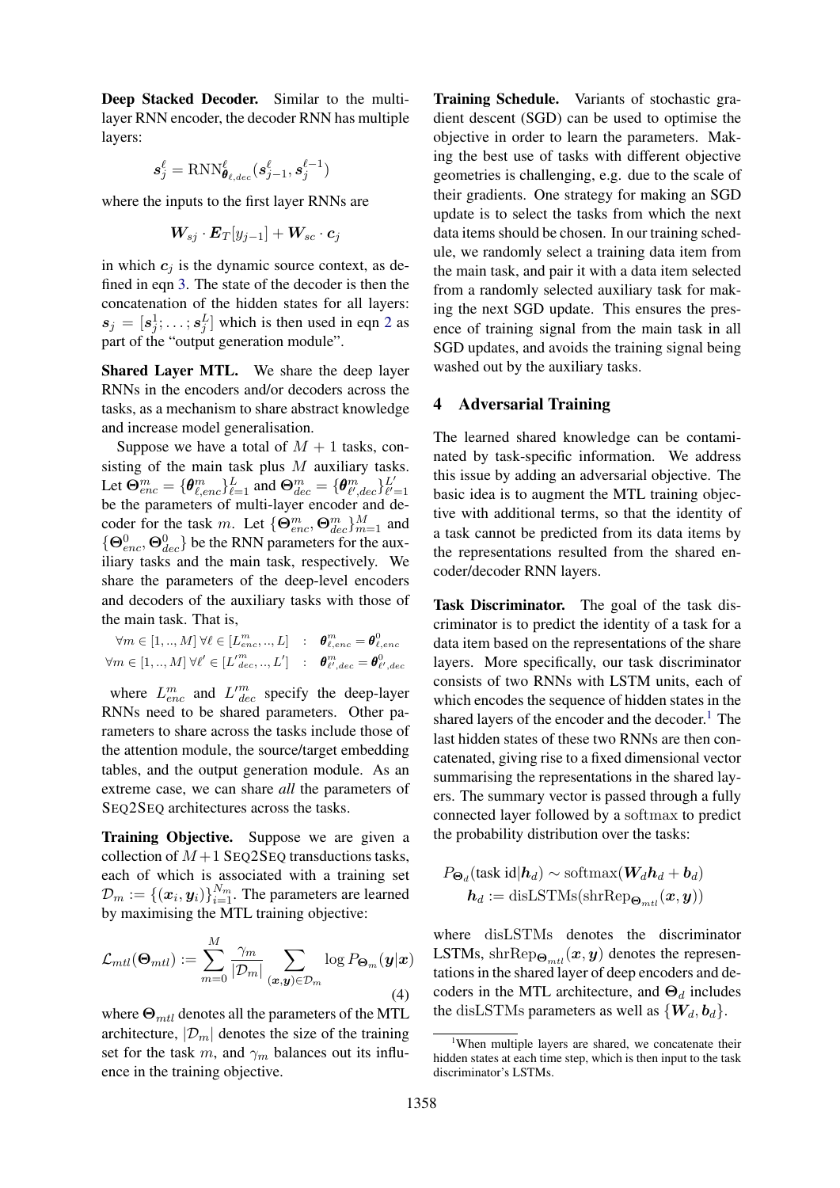**Deep Stacked Decoder.** Similar to the multi-layer RNN encoder, the decoder RNN has multiple layers:

$$\boldsymbol{s}_j^\ell = \mathrm{RNN}^\ell_{\boldsymbol{\theta}_{\ell,dec}}(\boldsymbol{s}_{j-1}^\ell, \boldsymbol{s}_j^{\ell-1})$$

where the inputs to the first layer RNNs are

$$\boldsymbol{W}_{sj} \cdot \boldsymbol{E}_T[y_{j-1}] + \boldsymbol{W}_{sc} \cdot \boldsymbol{c}_j$$

in which $\boldsymbol{c}_j$ is the dynamic source context, as defined in eqn 3. The state of the decoder is then the concatenation of the hidden states for all layers: $\boldsymbol{s}_j = [\boldsymbol{s}_j^1; \ldots; \boldsymbol{s}_j^L]$ which is then used in eqn 2 as part of the "output generation module".

**Shared Layer MTL.** We share the deep layer RNNs in the encoders and/or decoders across the tasks, as a mechanism to share abstract knowledge and increase model generalisation.

Suppose we have a total of $M + 1$ tasks, consisting of the main task plus $M$ auxiliary tasks. Let $\boldsymbol{\Theta}_{enc}^m = \{\boldsymbol{\theta}_{\ell,enc}^m\}_{\ell=1}^L$ and $\boldsymbol{\Theta}_{dec}^m = \{\boldsymbol{\theta}_{\ell',dec}^m\}_{\ell'=1}^{L'}$ be the parameters of multi-layer encoder and decoder for the task $m$. Let $\{\boldsymbol{\Theta}_{enc}^m, \boldsymbol{\Theta}_{dec}^m\}_{m=1}^M$ and $\{\boldsymbol{\Theta}_{enc}^0, \boldsymbol{\Theta}_{dec}^0\}$ be the RNN parameters for the auxiliary tasks and the main task, respectively. We share the parameters of the deep-level encoders and decoders of the auxiliary tasks with those of the main task. That is,

$$\forall m \in [1, .., M]\, \forall \ell \in [L_{enc}^m, .., L] \quad : \quad \boldsymbol{\theta}_{\ell,enc}^m = \boldsymbol{\theta}_{\ell,enc}^0$$
$$\forall m \in [1, .., M]\, \forall \ell' \in [L'^m_{dec}, .., L'] \quad : \quad \boldsymbol{\theta}_{\ell',dec}^m = \boldsymbol{\theta}_{\ell',dec}^0$$

where $L_{enc}^m$ and $L'^m_{dec}$ specify the deep-layer RNNs need to be shared parameters. Other parameters to share across the tasks include those of the attention module, the source/target embedding tables, and the output generation module. As an extreme case, we can share *all* the parameters of SEQ2SEQ architectures across the tasks.

**Training Objective.** Suppose we are given a collection of $M+1$ SEQ2SEQ transductions tasks, each of which is associated with a training set $\mathcal{D}_m := \{(\boldsymbol{x}_i, \boldsymbol{y}_i)\}_{i=1}^{N_m}$. The parameters are learned by maximising the MTL training objective:

$$\mathcal{L}_{mtl}(\boldsymbol{\Theta}_{mtl}) := \sum_{m=0}^{M} \frac{\gamma_m}{|\mathcal{D}_m|} \sum_{(\boldsymbol{x},\boldsymbol{y}) \in \mathcal{D}_m} \log P_{\boldsymbol{\Theta}_m}(\boldsymbol{y}|\boldsymbol{x}) \tag{4}$$

where $\boldsymbol{\Theta}_{mtl}$ denotes all the parameters of the MTL architecture, $|\mathcal{D}_m|$ denotes the size of the training set for the task $m$, and $\gamma_m$ balances out its influence in the training objective.

**Training Schedule.** Variants of stochastic gradient descent (SGD) can be used to optimise the objective in order to learn the parameters. Making the best use of tasks with different objective geometries is challenging, e.g. due to the scale of their gradients. One strategy for making an SGD update is to select the tasks from which the next data items should be chosen. In our training schedule, we randomly select a training data item from the main task, and pair it with a data item selected from a randomly selected auxiliary task for making the next SGD update. This ensures the presence of training signal from the main task in all SGD updates, and avoids the training signal being washed out by the auxiliary tasks.

## 4 Adversarial Training

The learned shared knowledge can be contaminated by task-specific information. We address this issue by adding an adversarial objective. The basic idea is to augment the MTL training objective with additional terms, so that the identity of a task cannot be predicted from its data items by the representations resulted from the shared encoder/decoder RNN layers.

**Task Discriminator.** The goal of the task discriminator is to predict the identity of a task for a data item based on the representations of the share layers. More specifically, our task discriminator consists of two RNNs with LSTM units, each of which encodes the sequence of hidden states in the shared layers of the encoder and the decoder.[1] The last hidden states of these two RNNs are then concatenated, giving rise to a fixed dimensional vector summarising the representations in the shared layers. The summary vector is passed through a fully connected layer followed by a $\mathrm{softmax}$ to predict the probability distribution over the tasks:

$$P_{\boldsymbol{\Theta}_d}(\text{task id}|\boldsymbol{h}_d) \sim \mathrm{softmax}(\boldsymbol{W}_d \boldsymbol{h}_d + \boldsymbol{b}_d)$$
$$\boldsymbol{h}_d := \mathrm{disLSTMs}(\mathrm{shrRep}_{\boldsymbol{\Theta}_{mtl}}(\boldsymbol{x}, \boldsymbol{y}))$$

where $\mathrm{disLSTMs}$ denotes the discriminator LSTMs, $\mathrm{shrRep}_{\boldsymbol{\Theta}_{mtl}}(\boldsymbol{x}, \boldsymbol{y})$ denotes the representations in the shared layer of deep encoders and decoders in the MTL architecture, and $\boldsymbol{\Theta}_d$ includes the $\mathrm{disLSTMs}$ parameters as well as $\{\boldsymbol{W}_d, \boldsymbol{b}_d\}$.

[1] When multiple layers are shared, we concatenate their hidden states at each time step, which is then input to the task discriminator's LSTMs.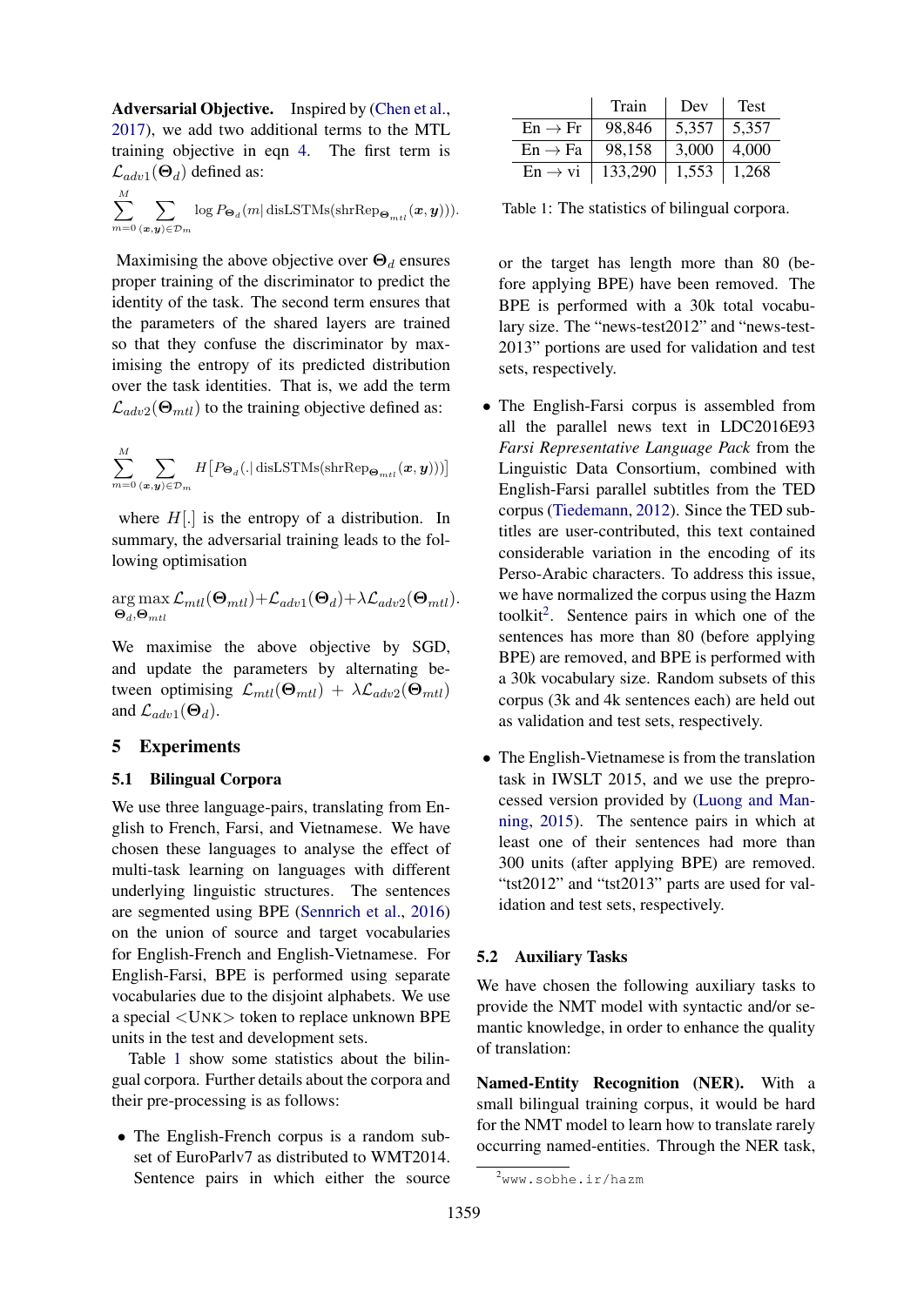**Adversarial Objective.** Inspired by (Chen et al., 2017), we add two additional terms to the MTL training objective in eqn 4. The first term is $\mathcal{L}_{adv1}(\boldsymbol{\Theta}_d)$ defined as:

$$\sum_{m=0}^{M} \sum_{(\boldsymbol{x},\boldsymbol{y}) \in \mathcal{D}_m} \log P_{\boldsymbol{\Theta}_d}(m | \text{disLSTMs}(\text{shrRep}_{\boldsymbol{\Theta}_{mtl}}(\boldsymbol{x}, \boldsymbol{y}))).$$

Maximising the above objective over $\boldsymbol{\Theta}_d$ ensures proper training of the discriminator to predict the identity of the task. The second term ensures that the parameters of the shared layers are trained so that they confuse the discriminator by maximising the entropy of its predicted distribution over the task identities. That is, we add the term $\mathcal{L}_{adv2}(\boldsymbol{\Theta}_{mtl})$ to the training objective defined as:

$$\sum_{m=0}^{M} \sum_{(\boldsymbol{x},\boldsymbol{y}) \in \mathcal{D}_m} H\big[P_{\boldsymbol{\Theta}_d}(.| \text{disLSTMs}(\text{shrRep}_{\boldsymbol{\Theta}_{mtl}}(\boldsymbol{x}, \boldsymbol{y})))\big]$$

where $H[.]$ is the entropy of a distribution. In summary, the adversarial training leads to the following optimisation

$$\arg\max_{\boldsymbol{\Theta}_d, \boldsymbol{\Theta}_{mtl}} \mathcal{L}_{mtl}(\boldsymbol{\Theta}_{mtl}) + \mathcal{L}_{adv1}(\boldsymbol{\Theta}_d) + \lambda \mathcal{L}_{adv2}(\boldsymbol{\Theta}_{mtl}).$$

We maximise the above objective by SGD, and update the parameters by alternating between optimising $\mathcal{L}_{mtl}(\boldsymbol{\Theta}_{mtl}) + \lambda \mathcal{L}_{adv2}(\boldsymbol{\Theta}_{mtl})$ and $\mathcal{L}_{adv1}(\boldsymbol{\Theta}_d)$.

## 5 Experiments

### 5.1 Bilingual Corpora

We use three language-pairs, translating from English to French, Farsi, and Vietnamese. We have chosen these languages to analyse the effect of multi-task learning on languages with different underlying linguistic structures. The sentences are segmented using BPE (Sennrich et al., 2016) on the union of source and target vocabularies for English-French and English-Vietnamese. For English-Farsi, BPE is performed using separate vocabularies due to the disjoint alphabets. We use a special <UNK> token to replace unknown BPE units in the test and development sets.

Table 1 show some statistics about the bilingual corpora. Further details about the corpora and their pre-processing is as follows:

- The English-French corpus is a random subset of EuroParlv7 as distributed to WMT2014. Sentence pairs in which either the source or the target has length more than 80 (before applying BPE) have been removed. The BPE is performed with a 30k total vocabulary size. The "news-test2012" and "news-test-2013" portions are used for validation and test sets, respectively.

- The English-Farsi corpus is assembled from all the parallel news text in LDC2016E93 *Farsi Representative Language Pack* from the Linguistic Data Consortium, combined with English-Farsi parallel subtitles from the TED corpus (Tiedemann, 2012). Since the TED subtitles are user-contributed, this text contained considerable variation in the encoding of its Perso-Arabic characters. To address this issue, we have normalized the corpus using the Hazm toolkit[2]. Sentence pairs in which one of the sentences has more than 80 (before applying BPE) are removed, and BPE is performed with a 30k vocabulary size. Random subsets of this corpus (3k and 4k sentences each) are held out as validation and test sets, respectively.

- The English-Vietnamese is from the translation task in IWSLT 2015, and we use the preprocessed version provided by (Luong and Manning, 2015). The sentence pairs in which at least one of their sentences had more than 300 units (after applying BPE) are removed. "tst2012" and "tst2013" parts are used for validation and test sets, respectively.

| | Train | Dev | Test |
|---|---|---|---|
| En → Fr | 98,846 | 5,357 | 5,357 |
| En → Fa | 98,158 | 3,000 | 4,000 |
| En → vi | 133,290 | 1,553 | 1,268 |

Table 1: The statistics of bilingual corpora.

### 5.2 Auxiliary Tasks

We have chosen the following auxiliary tasks to provide the NMT model with syntactic and/or semantic knowledge, in order to enhance the quality of translation:

**Named-Entity Recognition (NER).** With a small bilingual training corpus, it would be hard for the NMT model to learn how to translate rarely occurring named-entities. Through the NER task,

[2] www.sobhe.ir/hazm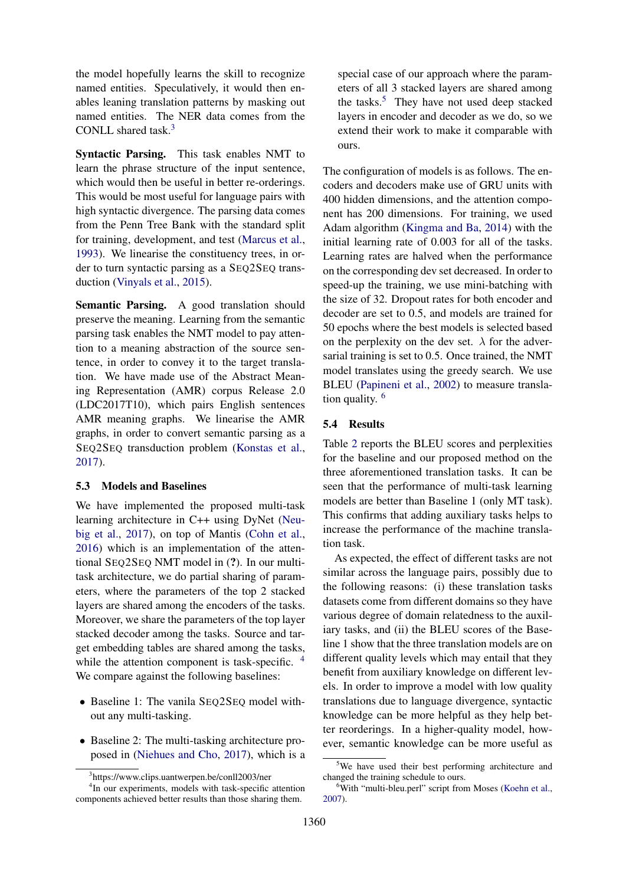the model hopefully learns the skill to recognize named entities. Speculatively, it would then enables leaning translation patterns by masking out named entities. The NER data comes from the CONLL shared task.[3]

**Syntactic Parsing.** This task enables NMT to learn the phrase structure of the input sentence, which would then be useful in better re-orderings. This would be most useful for language pairs with high syntactic divergence. The parsing data comes from the Penn Tree Bank with the standard split for training, development, and test (Marcus et al., 1993). We linearise the constituency trees, in order to turn syntactic parsing as a SEQ2SEQ transduction (Vinyals et al., 2015).

**Semantic Parsing.** A good translation should preserve the meaning. Learning from the semantic parsing task enables the NMT model to pay attention to a meaning abstraction of the source sentence, in order to convey it to the target translation. We have made use of the Abstract Meaning Representation (AMR) corpus Release 2.0 (LDC2017T10), which pairs English sentences AMR meaning graphs. We linearise the AMR graphs, in order to convert semantic parsing as a SEQ2SEQ transduction problem (Konstas et al., 2017).

### 5.3 Models and Baselines

We have implemented the proposed multi-task learning architecture in C++ using DyNet (Neubig et al., 2017), on top of Mantis (Cohn et al., 2016) which is an implementation of the attentional SEQ2SEQ NMT model in (?). In our multi-task architecture, we do partial sharing of parameters, where the parameters of the top 2 stacked layers are shared among the encoders of the tasks. Moreover, we share the parameters of the top layer stacked decoder among the tasks. Source and target embedding tables are shared among the tasks, while the attention component is task-specific. [4] We compare against the following baselines:

- Baseline 1: The vanila SEQ2SEQ model without any multi-tasking.
- Baseline 2: The multi-tasking architecture proposed in (Niehues and Cho, 2017), which is a special case of our approach where the parameters of all 3 stacked layers are shared among the tasks.[5] They have not used deep stacked layers in encoder and decoder as we do, so we extend their work to make it comparable with ours.

The configuration of models is as follows. The encoders and decoders make use of GRU units with 400 hidden dimensions, and the attention component has 200 dimensions. For training, we used Adam algorithm (Kingma and Ba, 2014) with the initial learning rate of 0.003 for all of the tasks. Learning rates are halved when the performance on the corresponding dev set decreased. In order to speed-up the training, we use mini-batching with the size of 32. Dropout rates for both encoder and decoder are set to 0.5, and models are trained for 50 epochs where the best models is selected based on the perplexity on the dev set. $\lambda$ for the adversarial training is set to 0.5. Once trained, the NMT model translates using the greedy search. We use BLEU (Papineni et al., 2002) to measure translation quality. [6]

### 5.4 Results

Table 2 reports the BLEU scores and perplexities for the baseline and our proposed method on the three aforementioned translation tasks. It can be seen that the performance of multi-task learning models are better than Baseline 1 (only MT task). This confirms that adding auxiliary tasks helps to increase the performance of the machine translation task.

As expected, the effect of different tasks are not similar across the language pairs, possibly due to the following reasons: (i) these translation tasks datasets come from different domains so they have various degree of domain relatedness to the auxiliary tasks, and (ii) the BLEU scores of the Baseline 1 show that the three translation models are on different quality levels which may entail that they benefit from auxiliary knowledge on different levels. In order to improve a model with low quality translations due to language divergence, syntactic knowledge can be more helpful as they help better reorderings. In a higher-quality model, however, semantic knowledge can be more useful as

---

[3] https://www.clips.uantwerpen.be/conll2003/ner

[4] In our experiments, models with task-specific attention components achieved better results than those sharing them.

[5] We have used their best performing architecture and changed the training schedule to ours.

[6] With "multi-bleu.perl" script from Moses (Koehn et al., 2007).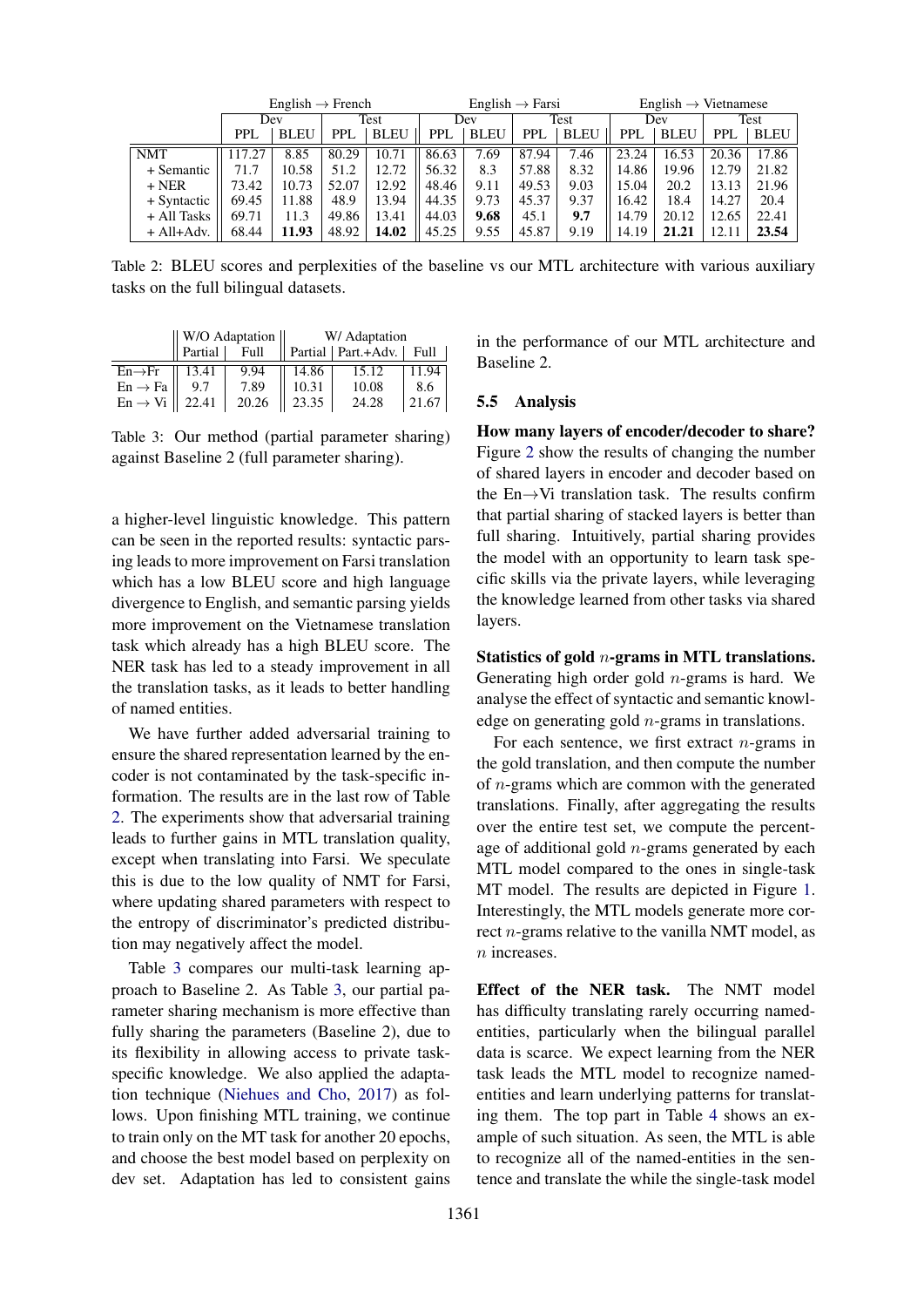| | English → French | | | | English → Farsi | | | | English → Vietnamese | | | |
|---|---|---|---|---|---|---|---|---|---|---|---|---|
| | Dev | | Test | | Dev | | Test | | Dev | | Test | |
| | PPL | BLEU | PPL | BLEU | PPL | BLEU | PPL | BLEU | PPL | BLEU | PPL | BLEU |
| NMT | 117.27 | 8.85 | 80.29 | 10.71 | 86.63 | 7.69 | 87.94 | 7.46 | 23.24 | 16.53 | 20.36 | 17.86 |
| + Semantic | 71.7 | 10.58 | 51.2 | 12.72 | 56.32 | 8.3 | 57.88 | 8.32 | 14.86 | 19.96 | 12.79 | 21.82 |
| + NER | 73.42 | 10.73 | 52.07 | 12.92 | 48.46 | 9.11 | 49.53 | 9.03 | 15.04 | 20.2 | 13.13 | 21.96 |
| + Syntactic | 69.45 | 11.88 | 48.9 | 13.94 | 44.35 | 9.73 | 45.37 | 9.37 | 16.42 | 18.4 | 14.27 | 20.4 |
| + All Tasks | 69.71 | 11.3 | 49.86 | 13.41 | 44.03 | **9.68** | 45.1 | **9.7** | 14.79 | 20.12 | 12.65 | 22.41 |
| + All+Adv. | 68.44 | **11.93** | 48.92 | **14.02** | 45.25 | 9.55 | 45.87 | 9.19 | 14.19 | **21.21** | 12.11 | **23.54** |

Table 2: BLEU scores and perplexities of the baseline vs our MTL architecture with various auxiliary tasks on the full bilingual datasets.

| | W/O Adaptation | | W/ Adaptation | | |
|---|---|---|---|---|---|
| | Partial | Full | Partial | Part.+Adv. | Full |
| En→Fr | 13.41 | 9.94 | 14.86 | 15.12 | 11.94 |
| En → Fa | 9.7 | 7.89 | 10.31 | 10.08 | 8.6 |
| En → Vi | 22.41 | 20.26 | 23.35 | 24.28 | 21.67 |

Table 3: Our method (partial parameter sharing) against Baseline 2 (full parameter sharing).

a higher-level linguistic knowledge. This pattern can be seen in the reported results: syntactic parsing leads to more improvement on Farsi translation which has a low BLEU score and high language divergence to English, and semantic parsing yields more improvement on the Vietnamese translation task which already has a high BLEU score. The NER task has led to a steady improvement in all the translation tasks, as it leads to better handling of named entities.

We have further added adversarial training to ensure the shared representation learned by the encoder is not contaminated by the task-specific information. The results are in the last row of Table 2. The experiments show that adversarial training leads to further gains in MTL translation quality, except when translating into Farsi. We speculate this is due to the low quality of NMT for Farsi, where updating shared parameters with respect to the entropy of discriminator's predicted distribution may negatively affect the model.

Table 3 compares our multi-task learning approach to Baseline 2. As Table 3, our partial parameter sharing mechanism is more effective than fully sharing the parameters (Baseline 2), due to its flexibility in allowing access to private task-specific knowledge. We also applied the adaptation technique (Niehues and Cho, 2017) as follows. Upon finishing MTL training, we continue to train only on the MT task for another 20 epochs, and choose the best model based on perplexity on dev set. Adaptation has led to consistent gains in the performance of our MTL architecture and Baseline 2.

### 5.5 Analysis

**How many layers of encoder/decoder to share?** Figure 2 show the results of changing the number of shared layers in encoder and decoder based on the En→Vi translation task. The results confirm that partial sharing of stacked layers is better than full sharing. Intuitively, partial sharing provides the model with an opportunity to learn task specific skills via the private layers, while leveraging the knowledge learned from other tasks via shared layers.

**Statistics of gold $n$-grams in MTL translations.** Generating high order gold $n$-grams is hard. We analyse the effect of syntactic and semantic knowledge on generating gold $n$-grams in translations.

For each sentence, we first extract $n$-grams in the gold translation, and then compute the number of $n$-grams which are common with the generated translations. Finally, after aggregating the results over the entire test set, we compute the percentage of additional gold $n$-grams generated by each MTL model compared to the ones in single-task MT model. The results are depicted in Figure 1. Interestingly, the MTL models generate more correct $n$-grams relative to the vanilla NMT model, as $n$ increases.

**Effect of the NER task.** The NMT model has difficulty translating rarely occurring named-entities, particularly when the bilingual parallel data is scarce. We expect learning from the NER task leads the MTL model to recognize named-entities and learn underlying patterns for translating them. The top part in Table 4 shows an example of such situation. As seen, the MTL is able to recognize all of the named-entities in the sentence and translate the while the single-task model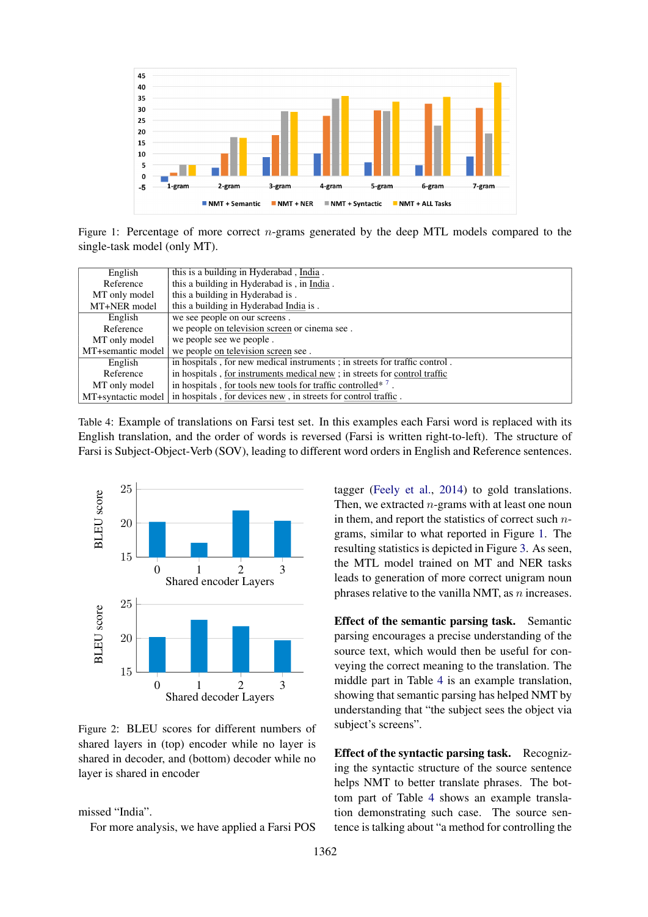Figure 1: Percentage of more correct $n$-grams generated by the deep MTL models compared to the single-task model (only MT).

| | |
|---|---|
| English | this is a building in Hyderabad , India . |
| Reference | this a building in Hyderabad is , in India . |
| MT only model | this a building in Hyderabad is . |
| MT+NER model | this a building in Hyderabad India is . |
| English | we see people on our screens . |
| Reference | we people on television screen or cinema see . |
| MT only model | we people see we people . |
| MT+semantic model | we people on television screen see . |
| English | in hospitals , for new medical instruments ; in streets for traffic control . |
| Reference | in hospitals , for instruments medical new ; in streets for control traffic |
| MT only model | in hospitals , for tools new tools for traffic controlled* [7] . |
| MT+syntactic model | in hospitals , for devices new , in streets for control traffic . |

Table 4: Example of translations on Farsi test set. In this examples each Farsi word is replaced with its English translation, and the order of words is reversed (Farsi is written right-to-left). The structure of Farsi is Subject-Object-Verb (SOV), leading to different word orders in English and Reference sentences.

Figure 2: BLEU scores for different numbers of shared layers in (top) encoder while no layer is shared in decoder, and (bottom) decoder while no layer is shared in encoder

missed "India".

For more analysis, we have applied a Farsi POS tagger (Feely et al., 2014) to gold translations. Then, we extracted $n$-grams with at least one noun in them, and report the statistics of correct such $n$-grams, similar to what reported in Figure 1. The resulting statistics is depicted in Figure 3. As seen, the MTL model trained on MT and NER tasks leads to generation of more correct unigram noun phrases relative to the vanilla NMT, as $n$ increases.

**Effect of the semantic parsing task.** Semantic parsing encourages a precise understanding of the source text, which would then be useful for conveying the correct meaning to the translation. The middle part in Table 4 is an example translation, showing that semantic parsing has helped NMT by understanding that "the subject sees the object via subject's screens".

**Effect of the syntactic parsing task.** Recognizing the syntactic structure of the source sentence helps NMT to better translate phrases. The bottom part of Table 4 shows an example translation demonstrating such case. The source sentence is talking about "a method for controlling the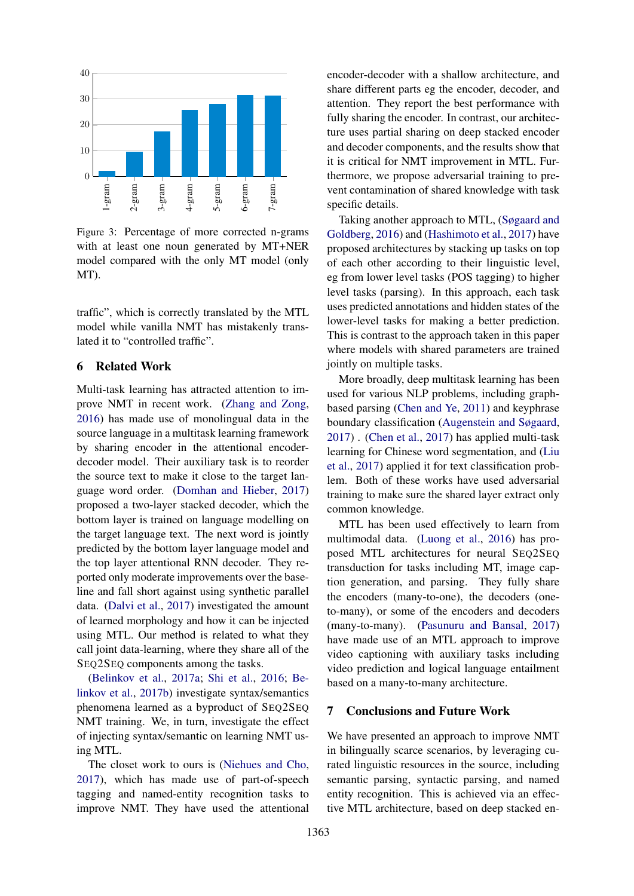Figure 3: Percentage of more corrected n-grams with at least one noun generated by MT+NER model compared with the only MT model (only MT).

traffic", which is correctly translated by the MTL model while vanilla NMT has mistakenly translated it to "controlled traffic".

## 6 Related Work

Multi-task learning has attracted attention to improve NMT in recent work. (Zhang and Zong, 2016) has made use of monolingual data in the source language in a multitask learning framework by sharing encoder in the attentional encoder-decoder model. Their auxiliary task is to reorder the source text to make it close to the target language word order. (Domhan and Hieber, 2017) proposed a two-layer stacked decoder, which the bottom layer is trained on language modelling on the target language text. The next word is jointly predicted by the bottom layer language model and the top layer attentional RNN decoder. They reported only moderate improvements over the baseline and fall short against using synthetic parallel data. (Dalvi et al., 2017) investigated the amount of learned morphology and how it can be injected using MTL. Our method is related to what they call joint data-learning, where they share all of the SEQ2SEQ components among the tasks.

(Belinkov et al., 2017a; Shi et al., 2016; Belinkov et al., 2017b) investigate syntax/semantics phenomena learned as a byproduct of SEQ2SEQ NMT training. We, in turn, investigate the effect of injecting syntax/semantic on learning NMT using MTL.

The closet work to ours is (Niehues and Cho, 2017), which has made use of part-of-speech tagging and named-entity recognition tasks to improve NMT. They have used the attentional encoder-decoder with a shallow architecture, and share different parts eg the encoder, decoder, and attention. They report the best performance with fully sharing the encoder. In contrast, our architecture uses partial sharing on deep stacked encoder and decoder components, and the results show that it is critical for NMT improvement in MTL. Furthermore, we propose adversarial training to prevent contamination of shared knowledge with task specific details.

Taking another approach to MTL, (Søgaard and Goldberg, 2016) and (Hashimoto et al., 2017) have proposed architectures by stacking up tasks on top of each other according to their linguistic level, eg from lower level tasks (POS tagging) to higher level tasks (parsing). In this approach, each task uses predicted annotations and hidden states of the lower-level tasks for making a better prediction. This is contrast to the approach taken in this paper where models with shared parameters are trained jointly on multiple tasks.

More broadly, deep multitask learning has been used for various NLP problems, including graph-based parsing (Chen and Ye, 2011) and keyphrase boundary classification (Augenstein and Søgaard, 2017) . (Chen et al., 2017) has applied multi-task learning for Chinese word segmentation, and (Liu et al., 2017) applied it for text classification problem. Both of these works have used adversarial training to make sure the shared layer extract only common knowledge.

MTL has been used effectively to learn from multimodal data. (Luong et al., 2016) has proposed MTL architectures for neural SEQ2SEQ transduction for tasks including MT, image caption generation, and parsing. They fully share the encoders (many-to-one), the decoders (one-to-many), or some of the encoders and decoders (many-to-many). (Pasunuru and Bansal, 2017) have made use of an MTL approach to improve video captioning with auxiliary tasks including video prediction and logical language entailment based on a many-to-many architecture.

## 7 Conclusions and Future Work

We have presented an approach to improve NMT in bilingually scarce scenarios, by leveraging curated linguistic resources in the source, including semantic parsing, syntactic parsing, and named entity recognition. This is achieved via an effective MTL architecture, based on deep stacked en-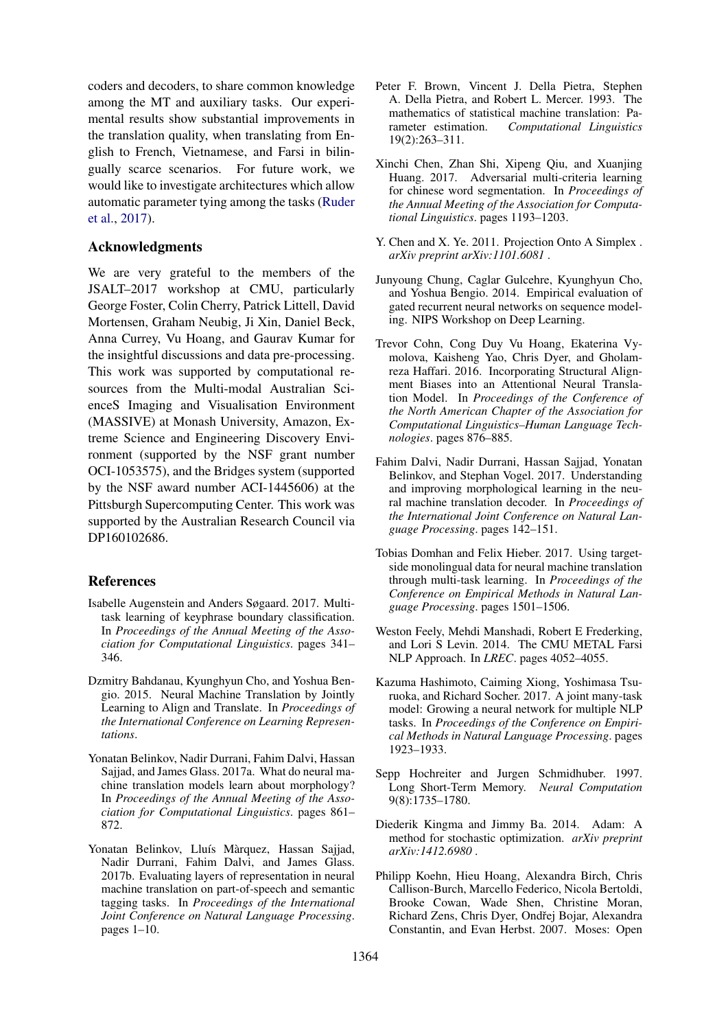coders and decoders, to share common knowledge among the MT and auxiliary tasks. Our experimental results show substantial improvements in the translation quality, when translating from English to French, Vietnamese, and Farsi in bilingually scarce scenarios. For future work, we would like to investigate architectures which allow automatic parameter tying among the tasks (Ruder et al., 2017).

## Acknowledgments

We are very grateful to the members of the JSALT–2017 workshop at CMU, particularly George Foster, Colin Cherry, Patrick Littell, David Mortensen, Graham Neubig, Ji Xin, Daniel Beck, Anna Currey, Vu Hoang, and Gaurav Kumar for the insightful discussions and data pre-processing. This work was supported by computational resources from the Multi-modal Australian ScienceS Imaging and Visualisation Environment (MASSIVE) at Monash University, Amazon, Extreme Science and Engineering Discovery Environment (supported by the NSF grant number OCI-1053575), and the Bridges system (supported by the NSF award number ACI-1445606) at the Pittsburgh Supercomputing Center. This work was supported by the Australian Research Council via DP160102686.

## References

Isabelle Augenstein and Anders Søgaard. 2017. Multi-task learning of keyphrase boundary classification. In *Proceedings of the Annual Meeting of the Association for Computational Linguistics*. pages 341–346.

Dzmitry Bahdanau, Kyunghyun Cho, and Yoshua Bengio. 2015. Neural Machine Translation by Jointly Learning to Align and Translate. In *Proceedings of the International Conference on Learning Representations*.

Yonatan Belinkov, Nadir Durrani, Fahim Dalvi, Hassan Sajjad, and James Glass. 2017a. What do neural machine translation models learn about morphology? In *Proceedings of the Annual Meeting of the Association for Computational Linguistics*. pages 861–872.

Yonatan Belinkov, Lluís Màrquez, Hassan Sajjad, Nadir Durrani, Fahim Dalvi, and James Glass. 2017b. Evaluating layers of representation in neural machine translation on part-of-speech and semantic tagging tasks. In *Proceedings of the International Joint Conference on Natural Language Processing*. pages 1–10.

Peter F. Brown, Vincent J. Della Pietra, Stephen A. Della Pietra, and Robert L. Mercer. 1993. The mathematics of statistical machine translation: Parameter estimation. *Computational Linguistics* 19(2):263–311.

Xinchi Chen, Zhan Shi, Xipeng Qiu, and Xuanjing Huang. 2017. Adversarial multi-criteria learning for chinese word segmentation. In *Proceedings of the Annual Meeting of the Association for Computational Linguistics*. pages 1193–1203.

Y. Chen and X. Ye. 2011. Projection Onto A Simplex . *arXiv preprint arXiv:1101.6081* .

Junyoung Chung, Caglar Gulcehre, Kyunghyun Cho, and Yoshua Bengio. 2014. Empirical evaluation of gated recurrent neural networks on sequence modeling. NIPS Workshop on Deep Learning.

Trevor Cohn, Cong Duy Vu Hoang, Ekaterina Vymolova, Kaisheng Yao, Chris Dyer, and Gholamreza Haffari. 2016. Incorporating Structural Alignment Biases into an Attentional Neural Translation Model. In *Proceedings of the Conference of the North American Chapter of the Association for Computational Linguistics–Human Language Technologies*. pages 876–885.

Fahim Dalvi, Nadir Durrani, Hassan Sajjad, Yonatan Belinkov, and Stephan Vogel. 2017. Understanding and improving morphological learning in the neural machine translation decoder. In *Proceedings of the International Joint Conference on Natural Language Processing*. pages 142–151.

Tobias Domhan and Felix Hieber. 2017. Using target-side monolingual data for neural machine translation through multi-task learning. In *Proceedings of the Conference on Empirical Methods in Natural Language Processing*. pages 1501–1506.

Weston Feely, Mehdi Manshadi, Robert E Frederking, and Lori S Levin. 2014. The CMU METAL Farsi NLP Approach. In *LREC*. pages 4052–4055.

Kazuma Hashimoto, Caiming Xiong, Yoshimasa Tsuruoka, and Richard Socher. 2017. A joint many-task model: Growing a neural network for multiple NLP tasks. In *Proceedings of the Conference on Empirical Methods in Natural Language Processing*. pages 1923–1933.

Sepp Hochreiter and Jurgen Schmidhuber. 1997. Long Short-Term Memory. *Neural Computation* 9(8):1735–1780.

Diederik Kingma and Jimmy Ba. 2014. Adam: A method for stochastic optimization. *arXiv preprint arXiv:1412.6980* .

Philipp Koehn, Hieu Hoang, Alexandra Birch, Chris Callison-Burch, Marcello Federico, Nicola Bertoldi, Brooke Cowan, Wade Shen, Christine Moran, Richard Zens, Chris Dyer, Ondřej Bojar, Alexandra Constantin, and Evan Herbst. 2007. Moses: Open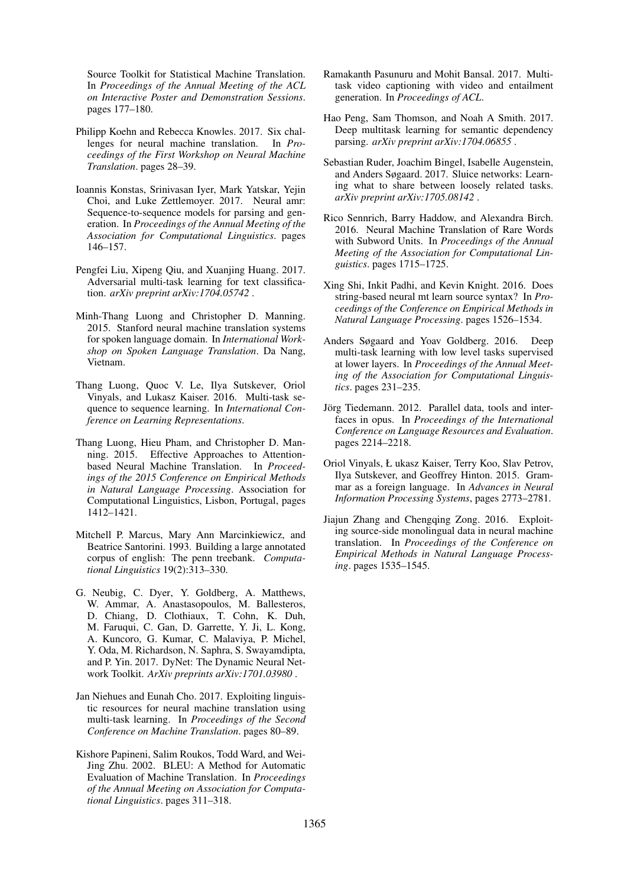Source Toolkit for Statistical Machine Translation. In *Proceedings of the Annual Meeting of the ACL on Interactive Poster and Demonstration Sessions*. pages 177–180.

Philipp Koehn and Rebecca Knowles. 2017. Six challenges for neural machine translation. In *Proceedings of the First Workshop on Neural Machine Translation*. pages 28–39.

Ioannis Konstas, Srinivasan Iyer, Mark Yatskar, Yejin Choi, and Luke Zettlemoyer. 2017. Neural amr: Sequence-to-sequence models for parsing and generation. In *Proceedings of the Annual Meeting of the Association for Computational Linguistics*. pages 146–157.

Pengfei Liu, Xipeng Qiu, and Xuanjing Huang. 2017. Adversarial multi-task learning for text classification. *arXiv preprint arXiv:1704.05742* .

Minh-Thang Luong and Christopher D. Manning. 2015. Stanford neural machine translation systems for spoken language domain. In *International Workshop on Spoken Language Translation*. Da Nang, Vietnam.

Thang Luong, Quoc V. Le, Ilya Sutskever, Oriol Vinyals, and Lukasz Kaiser. 2016. Multi-task sequence to sequence learning. In *International Conference on Learning Representations*.

Thang Luong, Hieu Pham, and Christopher D. Manning. 2015. Effective Approaches to Attention-based Neural Machine Translation. In *Proceedings of the 2015 Conference on Empirical Methods in Natural Language Processing*. Association for Computational Linguistics, Lisbon, Portugal, pages 1412–1421.

Mitchell P. Marcus, Mary Ann Marcinkiewicz, and Beatrice Santorini. 1993. Building a large annotated corpus of english: The penn treebank. *Computational Linguistics* 19(2):313–330.

G. Neubig, C. Dyer, Y. Goldberg, A. Matthews, W. Ammar, A. Anastasopoulos, M. Ballesteros, D. Chiang, D. Clothiaux, T. Cohn, K. Duh, M. Faruqui, C. Gan, D. Garrette, Y. Ji, L. Kong, A. Kuncoro, G. Kumar, C. Malaviya, P. Michel, Y. Oda, M. Richardson, N. Saphra, S. Swayamdipta, and P. Yin. 2017. DyNet: The Dynamic Neural Network Toolkit. *ArXiv preprints arXiv:1701.03980* .

Jan Niehues and Eunah Cho. 2017. Exploiting linguistic resources for neural machine translation using multi-task learning. In *Proceedings of the Second Conference on Machine Translation*. pages 80–89.

Kishore Papineni, Salim Roukos, Todd Ward, and Wei-Jing Zhu. 2002. BLEU: A Method for Automatic Evaluation of Machine Translation. In *Proceedings of the Annual Meeting on Association for Computational Linguistics*. pages 311–318.

Ramakanth Pasunuru and Mohit Bansal. 2017. Multi-task video captioning with video and entailment generation. In *Proceedings of ACL*.

Hao Peng, Sam Thomson, and Noah A Smith. 2017. Deep multitask learning for semantic dependency parsing. *arXiv preprint arXiv:1704.06855* .

Sebastian Ruder, Joachim Bingel, Isabelle Augenstein, and Anders Søgaard. 2017. Sluice networks: Learning what to share between loosely related tasks. *arXiv preprint arXiv:1705.08142* .

Rico Sennrich, Barry Haddow, and Alexandra Birch. 2016. Neural Machine Translation of Rare Words with Subword Units. In *Proceedings of the Annual Meeting of the Association for Computational Linguistics*. pages 1715–1725.

Xing Shi, Inkit Padhi, and Kevin Knight. 2016. Does string-based neural mt learn source syntax? In *Proceedings of the Conference on Empirical Methods in Natural Language Processing*. pages 1526–1534.

Anders Søgaard and Yoav Goldberg. 2016. Deep multi-task learning with low level tasks supervised at lower layers. In *Proceedings of the Annual Meeting of the Association for Computational Linguistics*. pages 231–235.

Jörg Tiedemann. 2012. Parallel data, tools and interfaces in opus. In *Proceedings of the International Conference on Language Resources and Evaluation*. pages 2214–2218.

Oriol Vinyals, Ł ukasz Kaiser, Terry Koo, Slav Petrov, Ilya Sutskever, and Geoffrey Hinton. 2015. Grammar as a foreign language. In *Advances in Neural Information Processing Systems*, pages 2773–2781.

Jiajun Zhang and Chengqing Zong. 2016. Exploiting source-side monolingual data in neural machine translation. In *Proceedings of the Conference on Empirical Methods in Natural Language Processing*. pages 1535–1545.